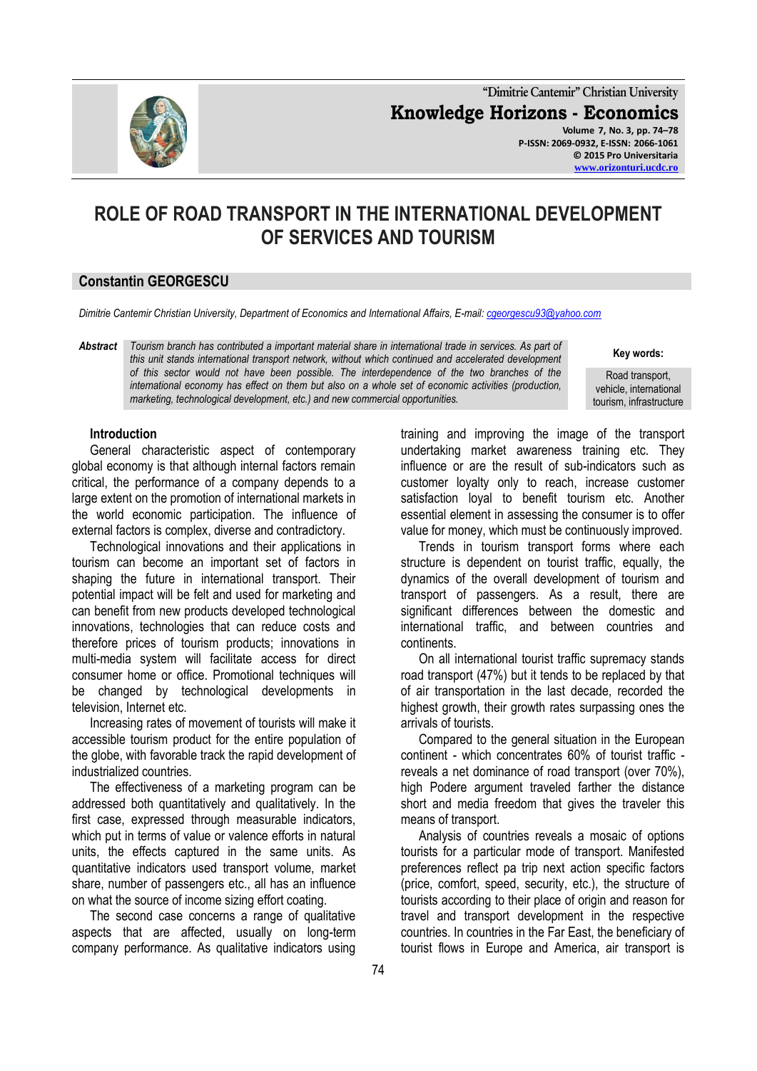# ROLE OF ROAD TRANSPORT IN THE INTERNATIONAL DEVELOPMENT OF SERVICES AND TOURISM

## Constantin GEORGESCU

*Dimitrie Cantemir Christian University, Department of Economics and International Affairs, E-mail: cgeorgescu93@yahoo.com*

**Abstract** *Tourism branch has contributed a important material share in international trade in services. As part of this unit stands international transport network, without which continued and accelerated development of this sector would not have been possible. The interdependence of the two branches of the international economy has effect on them but also on a whole set of economic activities (production, marketing, technological development, etc.) and new commercial opportunities.*

**Key words:** Road transport, vehicle, international tourism, infrastructure

### Introduction

General characteristic aspect of contemporary global economy is that although internal factors remain critical, the performance of a company depends to a large extent on the promotion of international markets in the world economic participation. The influence of external factors is complex, diverse and contradictory.

Technological innovations and their applications in tourism can become an important set of factors in shaping the future in international transport. Their potential impact will be felt and used for marketing and can benefit from new products developed technological innovations, technologies that can reduce costs and therefore prices of tourism products; innovations in multi-media system will facilitate access for direct consumer home or office. Promotional techniques will be changed by technological developments in television, Internet etc.

Increasing rates of movement of tourists will make it accessible tourism product for the entire population of the globe, with favorable track the rapid development of industrialized countries.

The effectiveness of a marketing program can be addressed both quantitatively and qualitatively. In the first case, expressed through measurable indicators, which put in terms of value or valence efforts in natural units, the effects captured in the same units. As quantitative indicators used transport volume, market share, number of passengers etc., all has an influence on what the source of income sizing effort coating.

The second case concerns a range of qualitative aspects that are affected, usually on long-term company performance. As qualitative indicators using training and improving the image of the transport undertaking market awareness training etc. They influence or are the result of sub-indicators such as customer loyalty only to reach, increase customer satisfaction loyal to benefit tourism etc. Another essential element in assessing the consumer is to offer value for money, which must be continuously improved.

Trends in tourism transport forms where each structure is dependent on tourist traffic, equally, the dynamics of the overall development of tourism and transport of passengers. As a result, there are significant differences between the domestic and international traffic, and between countries and continents.

On all international tourist traffic supremacy stands road transport (47%) but it tends to be replaced by that of air transportation in the last decade, recorded the highest growth, their growth rates surpassing ones the arrivals of tourists.

Compared to the general situation in the European continent - which concentrates 60% of tourist traffic - reveals a net dominance of road transport (over 70%), high Podere argument traveled farther the distance short and media freedom that gives the traveler this means of transport.

Analysis of countries reveals a mosaic of options tourists for a particular mode of transport. Manifested preferences reflect pa trip next action specific factors (price, comfort, speed, security, etc.), the structure of tourists according to their place of origin and reason for travel and transport development in the respective countries. In countries in the Far East, the beneficiary of tourist flows in Europe and America, air transport is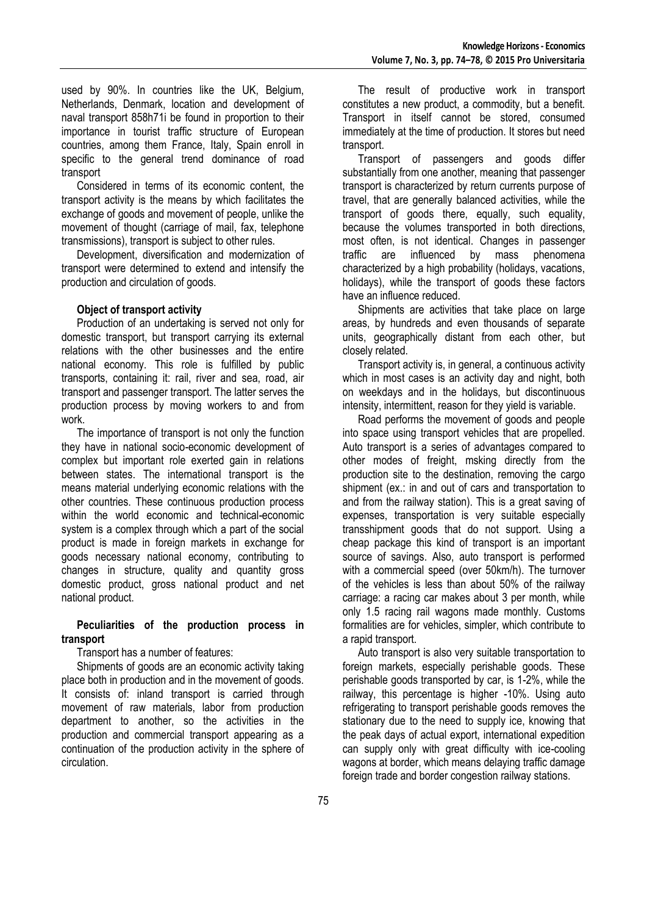used by 90%. In countries like the UK, Belgium, Netherlands, Denmark, location and development of naval transport 858h71i be found in proportion to their importance in tourist traffic structure of European countries, among them France, Italy, Spain enroll in specific to the general trend dominance of road transport

Considered in terms of its economic content, the transport activity is the means by which facilitates the exchange of goods and movement of people, unlike the movement of thought (carriage of mail, fax, telephone transmissions), transport is subject to other rules.

Development, diversification and modernization of transport were determined to extend and intensify the production and circulation of goods.

**Object of transport activity**

Production of an undertaking is served not only for domestic transport, but transport carrying its external relations with the other businesses and the entire national economy. This role is fulfilled by public transports, containing it: rail, river and sea, road, air transport and passenger transport. The latter serves the production process by moving workers to and from work.

The importance of transport is not only the function they have in national socio-economic development of complex but important role exerted gain in relations between states. The international transport is the means material underlying economic relations with the other countries. These continuous production process within the world economic and technical-economic system is a complex through which a part of the social product is made in foreign markets in exchange for goods necessary national economy, contributing to changes in structure, quality and quantity gross domestic product, gross national product and net national product.

**Peculiarities of the production process in transport**

Transport has a number of features:

Shipments of goods are an economic activity taking place both in production and in the movement of goods. It consists of: inland transport is carried through movement of raw materials, labor from production department to another, so the activities in the production and commercial transport appearing as a continuation of the production activity in the sphere of circulation.

The result of productive work in transport constitutes a new product, a commodity, but a benefit. Transport in itself cannot be stored, consumed immediately at the time of production. It stores but need transport.

Transport of passengers and goods differ substantially from one another, meaning that passenger transport is characterized by return currents purpose of travel, that are generally balanced activities, while the transport of goods there, equally, such equality, because the volumes transported in both directions, most often, is not identical. Changes in passenger traffic are influenced by mass phenomena characterized by a high probability (holidays, vacations, holidays), while the transport of goods these factors have an influence reduced.

Shipments are activities that take place on large areas, by hundreds and even thousands of separate units, geographically distant from each other, but closely related.

Transport activity is, in general, a continuous activity which in most cases is an activity day and night, both on weekdays and in the holidays, but discontinuous intensity, intermittent, reason for they yield is variable.

Road performs the movement of goods and people into space using transport vehicles that are propelled. Auto transport is a series of advantages compared to other modes of freight, msking directly from the production site to the destination, removing the cargo shipment (ex.: in and out of cars and transportation to and from the railway station). This is a great saving of expenses, transportation is very suitable especially transshipment goods that do not support. Using a cheap package this kind of transport is an important source of savings. Also, auto transport is performed with a commercial speed (over 50km/h). The turnover of the vehicles is less than about 50% of the railway carriage: a racing car makes about 3 per month, while only 1.5 racing rail wagons made monthly. Customs formalities are for vehicles, simpler, which contribute to a rapid transport.

Auto transport is also very suitable transportation to foreign markets, especially perishable goods. These perishable goods transported by car, is 1-2%, while the railway, this percentage is higher -10%. Using auto refrigerating to transport perishable goods removes the stationary due to the need to supply ice, knowing that the peak days of actual export, international expedition can supply only with great difficulty with ice-cooling wagons at border, which means delaying traffic damage foreign trade and border congestion railway stations.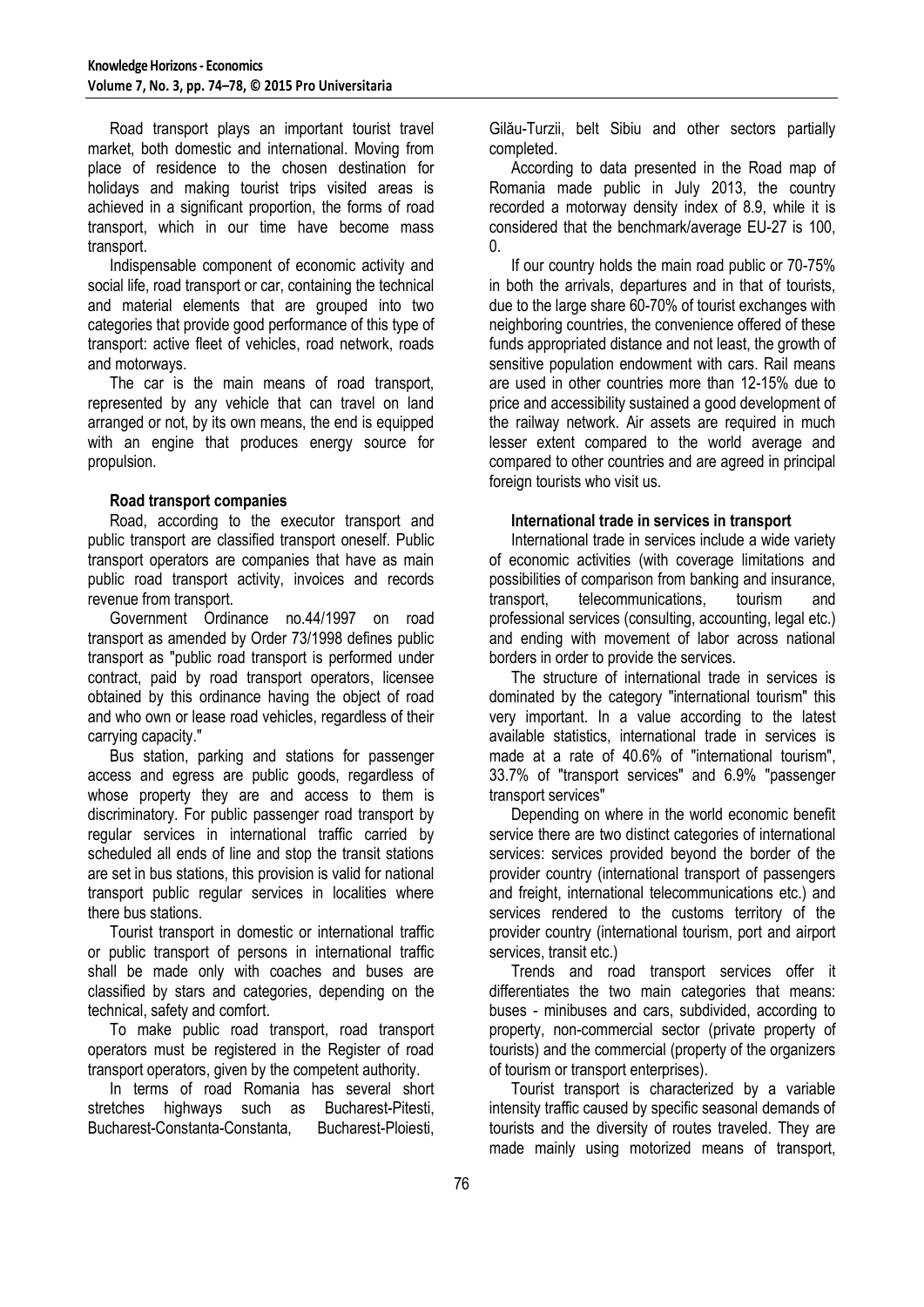Road transport plays an important tourist travel market, both domestic and international. Moving from place of residence to the chosen destination for holidays and making tourist trips visited areas is achieved in a significant proportion, the forms of road transport, which in our time have become mass transport.

Indispensable component of economic activity and social life, road transport or car, containing the technical and material elements that are grouped into two categories that provide good performance of this type of transport: active fleet of vehicles, road network, roads and motorways.

The car is the main means of road transport, represented by any vehicle that can travel on land arranged or not, by its own means, the end is equipped with an engine that produces energy source for propulsion.

**Road transport companies**

Road, according to the executor transport and public transport are classified transport oneself. Public transport operators are companies that have as main public road transport activity, invoices and records revenue from transport.

Government Ordinance no.44/1997 on road transport as amended by Order 73/1998 defines public transport as "public road transport is performed under contract, paid by road transport operators, licensee obtained by this ordinance having the object of road and who own or lease road vehicles, regardless of their carrying capacity."

Bus station, parking and stations for passenger access and egress are public goods, regardless of whose property they are and access to them is discriminatory. For public passenger road transport by regular services in international traffic carried by scheduled all ends of line and stop the transit stations are set in bus stations, this provision is valid for national transport public regular services in localities where there bus stations.

Tourist transport in domestic or international traffic or public transport of persons in international traffic shall be made only with coaches and buses are classified by stars and categories, depending on the technical, safety and comfort.

To make public road transport, road transport operators must be registered in the Register of road transport operators, given by the competent authority.

In terms of road Romania has several short stretches highways such as Bucharest-Pitesti, Bucharest-Constanta-Constanta, Bucharest-Ploiesti, Gilău-Turzii, belt Sibiu and other sectors partially completed.

According to data presented in the Road map of Romania made public in July 2013, the country recorded a motorway density index of 8.9, while it is considered that the benchmark/average EU-27 is 100, 0.

If our country holds the main road public or 70-75% in both the arrivals, departures and in that of tourists, due to the large share 60-70% of tourist exchanges with neighboring countries, the convenience offered of these funds appropriated distance and not least, the growth of sensitive population endowment with cars. Rail means are used in other countries more than 12-15% due to price and accessibility sustained a good development of the railway network. Air assets are required in much lesser extent compared to the world average and compared to other countries and are agreed in principal foreign tourists who visit us.

**International trade in services in transport**

International trade in services include a wide variety of economic activities (with coverage limitations and possibilities of comparison from banking and insurance, transport, telecommunications, tourism and professional services (consulting, accounting, legal etc.) and ending with movement of labor across national borders in order to provide the services.

The structure of international trade in services is dominated by the category "international tourism" this very important. In a value according to the latest available statistics, international trade in services is made at a rate of 40.6% of "international tourism", 33.7% of "transport services" and 6.9% "passenger transport services"

Depending on where in the world economic benefit service there are two distinct categories of international services: services provided beyond the border of the provider country (international transport of passengers and freight, international telecommunications etc.) and services rendered to the customs territory of the provider country (international tourism, port and airport services, transit etc.)

Trends and road transport services offer it differentiates the two main categories that means: buses - minibuses and cars, subdivided, according to property, non-commercial sector (private property of tourists) and the commercial (property of the organizers of tourism or transport enterprises).

Tourist transport is characterized by a variable intensity traffic caused by specific seasonal demands of tourists and the diversity of routes traveled. They are made mainly using motorized means of transport,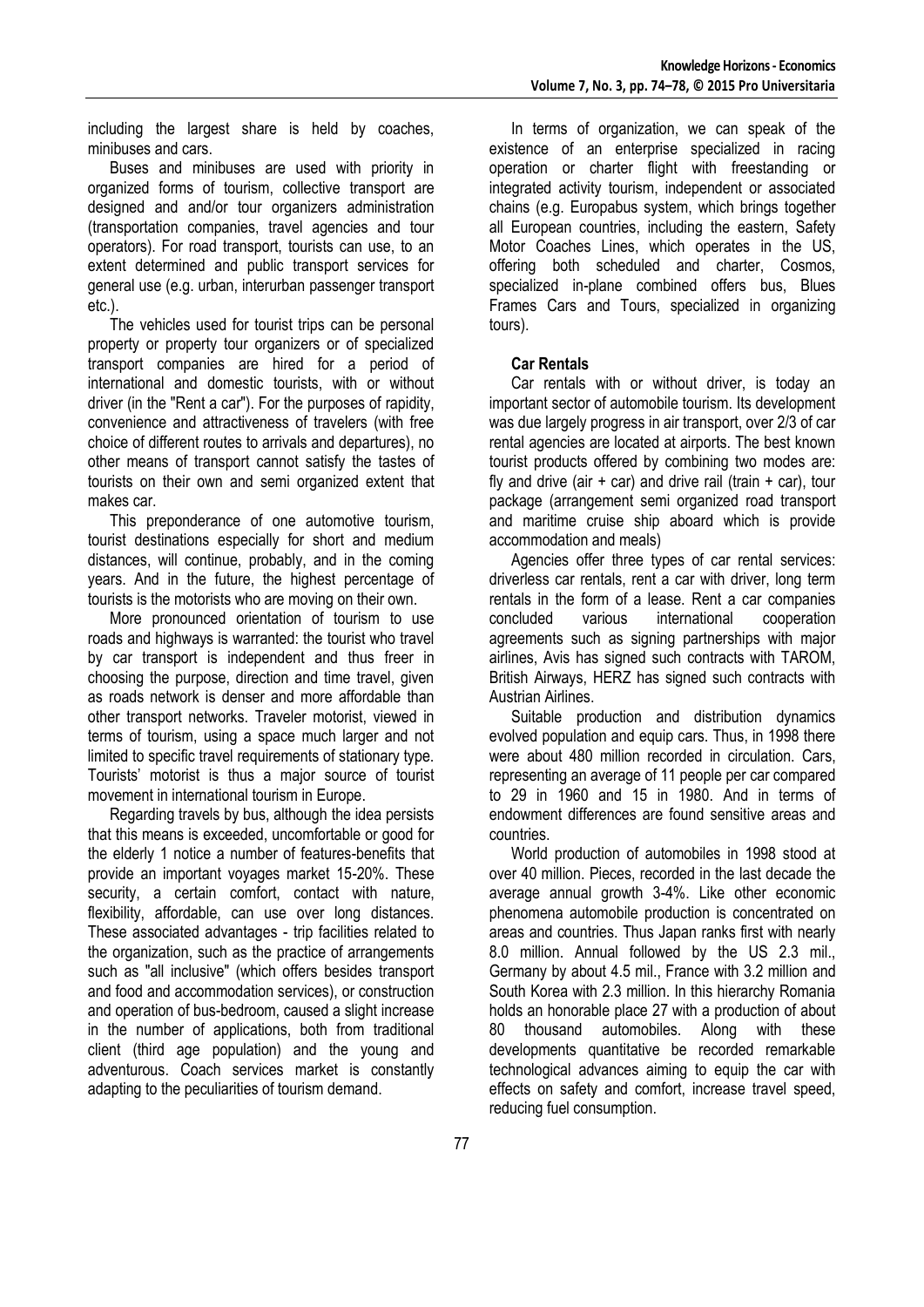including the largest share is held by coaches, minibuses and cars.

Buses and minibuses are used with priority in organized forms of tourism, collective transport are designed and and/or tour organizers administration (transportation companies, travel agencies and tour operators). For road transport, tourists can use, to an extent determined and public transport services for general use (e.g. urban, interurban passenger transport etc.).

The vehicles used for tourist trips can be personal property or property tour organizers or of specialized transport companies are hired for a period of international and domestic tourists, with or without driver (in the "Rent a car"). For the purposes of rapidity, convenience and attractiveness of travelers (with free choice of different routes to arrivals and departures), no other means of transport cannot satisfy the tastes of tourists on their own and semi organized extent that makes car.

This preponderance of one automotive tourism, tourist destinations especially for short and medium distances, will continue, probably, and in the coming years. And in the future, the highest percentage of tourists is the motorists who are moving on their own.

More pronounced orientation of tourism to use roads and highways is warranted: the tourist who travel by car transport is independent and thus freer in choosing the purpose, direction and time travel, given as roads network is denser and more affordable than other transport networks. Traveler motorist, viewed in terms of tourism, using a space much larger and not limited to specific travel requirements of stationary type. Tourists' motorist is thus a major source of tourist movement in international tourism in Europe.

Regarding travels by bus, although the idea persists that this means is exceeded, uncomfortable or good for the elderly 1 notice a number of features-benefits that provide an important voyages market 15-20%. These security, a certain comfort, contact with nature, flexibility, affordable, can use over long distances. These associated advantages - trip facilities related to the organization, such as the practice of arrangements such as "all inclusive" (which offers besides transport and food and accommodation services), or construction and operation of bus-bedroom, caused a slight increase in the number of applications, both from traditional client (third age population) and the young and adventurous. Coach services market is constantly adapting to the peculiarities of tourism demand.

In terms of organization, we can speak of the existence of an enterprise specialized in racing operation or charter flight with freestanding or integrated activity tourism, independent or associated chains (e.g. Europabus system, which brings together all European countries, including the eastern, Safety Motor Coaches Lines, which operates in the US, offering both scheduled and charter, Cosmos, specialized in-plane combined offers bus, Blues Frames Cars and Tours, specialized in organizing tours).

**Car Rentals**

Car rentals with or without driver, is today an important sector of automobile tourism. Its development was due largely progress in air transport, over 2/3 of car rental agencies are located at airports. The best known tourist products offered by combining two modes are: fly and drive (air + car) and drive rail (train + car), tour package (arrangement semi organized road transport and maritime cruise ship aboard which is provide accommodation and meals)

Agencies offer three types of car rental services: driverless car rentals, rent a car with driver, long term rentals in the form of a lease. Rent a car companies concluded various international cooperation agreements such as signing partnerships with major airlines, Avis has signed such contracts with TAROM, British Airways, HERZ has signed such contracts with Austrian Airlines.

Suitable production and distribution dynamics evolved population and equip cars. Thus, in 1998 there were about 480 million recorded in circulation. Cars, representing an average of 11 people per car compared to 29 in 1960 and 15 in 1980. And in terms of endowment differences are found sensitive areas and countries.

World production of automobiles in 1998 stood at over 40 million. Pieces, recorded in the last decade the average annual growth 3-4%. Like other economic phenomena automobile production is concentrated on areas and countries. Thus Japan ranks first with nearly 8.0 million. Annual followed by the US 2.3 mil., Germany by about 4.5 mil., France with 3.2 million and South Korea with 2.3 million. In this hierarchy Romania holds an honorable place 27 with a production of about 80 thousand automobiles. Along with these developments quantitative be recorded remarkable technological advances aiming to equip the car with effects on safety and comfort, increase travel speed, reducing fuel consumption.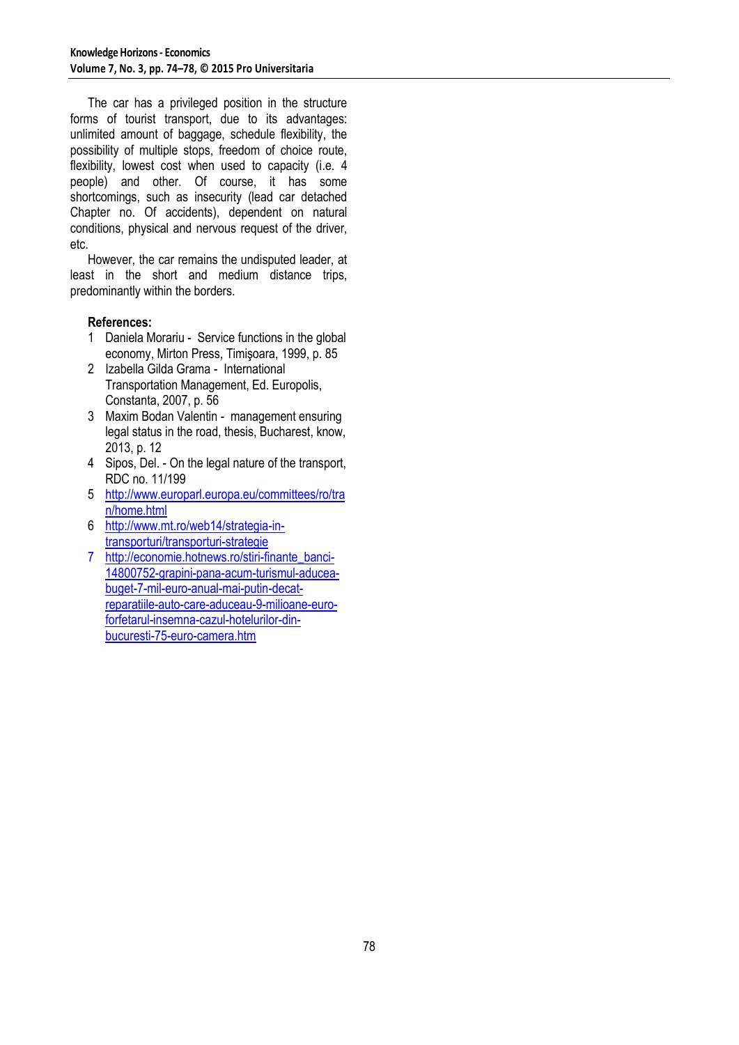The car has a privileged position in the structure forms of tourist transport, due to its advantages: unlimited amount of baggage, schedule flexibility, the possibility of multiple stops, freedom of choice route, flexibility, lowest cost when used to capacity (i.e. 4 people) and other. Of course, it has some shortcomings, such as insecurity (lead car detached Chapter no. Of accidents), dependent on natural conditions, physical and nervous request of the driver, etc.

However, the car remains the undisputed leader, at least in the short and medium distance trips, predominantly within the borders.

**References:**

1. Daniela Morariu - Service functions in the global economy, Mirton Press, Timişoara, 1999, p. 85
2. Izabella Gilda Grama - International Transportation Management, Ed. Europolis, Constanta, 2007, p. 56
3. Maxim Bodan Valentin - management ensuring legal status in the road, thesis, Bucharest, know, 2013, p. 12
4. Sipos, Del. - On the legal nature of the transport, RDC no. 11/199
5. http://www.europarl.europa.eu/committees/ro/tran/home.html
6. http://www.mt.ro/web14/strategia-in-transporturi/transporturi-strategie
7. http://economie.hotnews.ro/stiri-finante_banci-14800752-grapini-pana-acum-turismul-aducea-buget-7-mil-euro-anual-mai-putin-decat-reparatiile-auto-care-aduceau-9-milioane-euro-forfetarul-insemna-cazul-hotelurilor-din-bucuresti-75-euro-camera.htm